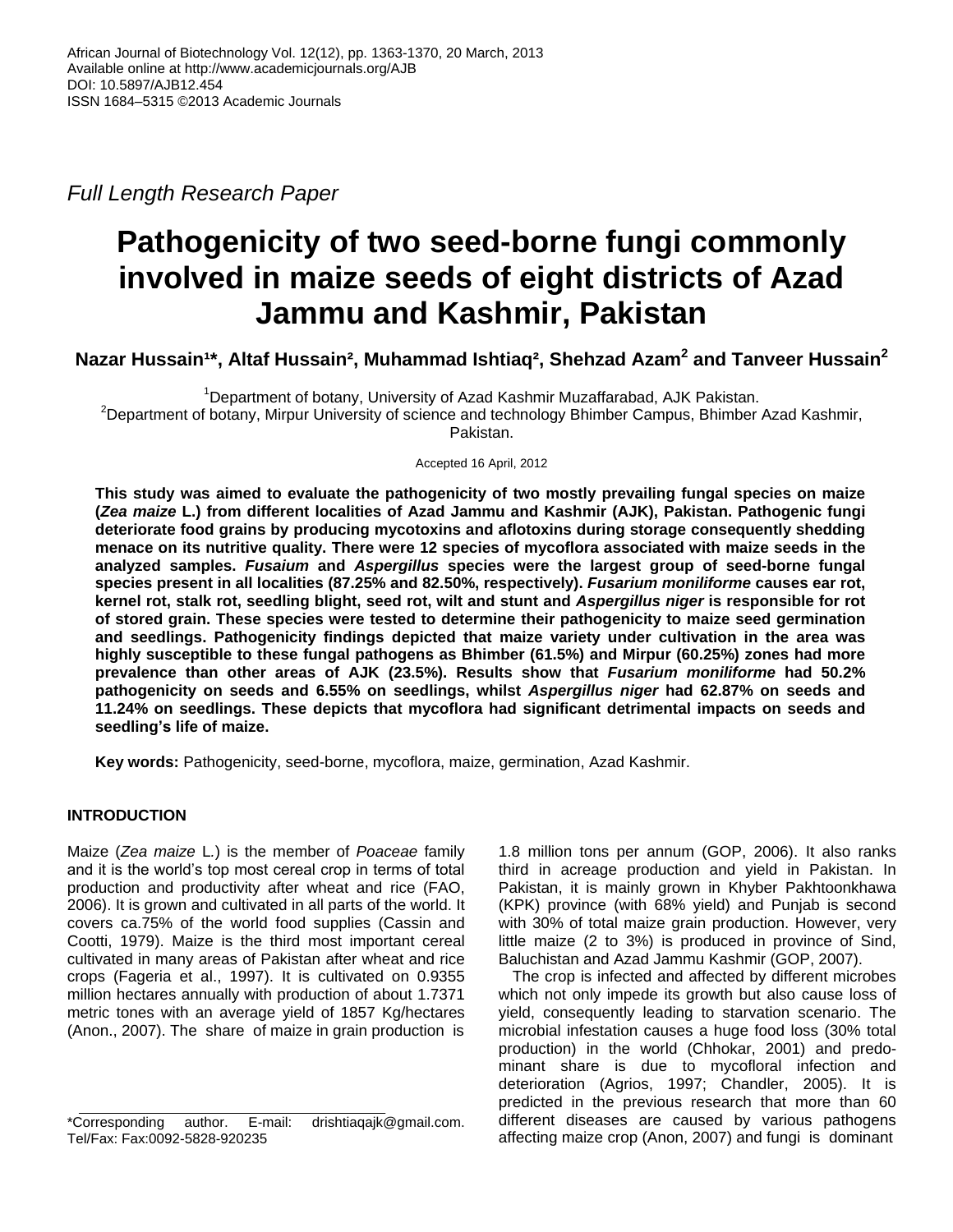African Journal of Biotechnology Vol. 12(12), pp. 1363-1370, 20 March, 2013
Available online at http://www.academicjournals.org/AJB
DOI: 10.5897/AJB12.454
ISSN 1684–5315 ©2013 Academic Journals

*Full Length Research Paper*

# Pathogenicity of two seed-borne fungi commonly involved in maize seeds of eight districts of Azad Jammu and Kashmir, Pakistan

**Nazar Hussain[1]*, Altaf Hussain[2], Muhammad Ishtiaq[2], Shehzad Azam[2] and Tanveer Hussain[2]**

[1]Department of botany, University of Azad Kashmir Muzaffarabad, AJK Pakistan.
[2]Department of botany, Mirpur University of science and technology Bhimber Campus, Bhimber Azad Kashmir, Pakistan.

Accepted 16 April, 2012

**This study was aimed to evaluate the pathogenicity of two mostly prevailing fungal species on maize (*Zea maize* L.) from different localities of Azad Jammu and Kashmir (AJK), Pakistan. Pathogenic fungi deteriorate food grains by producing mycotoxins and aflotoxins during storage consequently shedding menace on its nutritive quality. There were 12 species of mycoflora associated with maize seeds in the analyzed samples. *Fusaium* and *Aspergillus* species were the largest group of seed-borne fungal species present in all localities (87.25% and 82.50%, respectively). *Fusarium moniliforme* causes ear rot, kernel rot, stalk rot, seedling blight, seed rot, wilt and stunt and *Aspergillus niger* is responsible for rot of stored grain. These species were tested to determine their pathogenicity to maize seed germination and seedlings. Pathogenicity findings depicted that maize variety under cultivation in the area was highly susceptible to these fungal pathogens as Bhimber (61.5%) and Mirpur (60.25%) zones had more prevalence than other areas of AJK (23.5%). Results show that *Fusarium moniliforme* had 50.2% pathogenicity on seeds and 6.55% on seedlings, whilst *Aspergillus niger* had 62.87% on seeds and 11.24% on seedlings. These depicts that mycoflora had significant detrimental impacts on seeds and seedling's life of maize.**

**Key words:** Pathogenicity, seed-borne, mycoflora, maize, germination, Azad Kashmir.

## INTRODUCTION

Maize (*Zea maize* L.) is the member of *Poaceae* family and it is the world's top most cereal crop in terms of total production and productivity after wheat and rice (FAO, 2006). It is grown and cultivated in all parts of the world. It covers ca.75% of the world food supplies (Cassin and Cootti, 1979). Maize is the third most important cereal cultivated in many areas of Pakistan after wheat and rice crops (Fageria et al., 1997). It is cultivated on 0.9355 million hectares annually with production of about 1.7371 metric tones with an average yield of 1857 Kg/hectares (Anon., 2007). The share of maize in grain production is 1.8 million tons per annum (GOP, 2006). It also ranks third in acreage production and yield in Pakistan. In Pakistan, it is mainly grown in Khyber Pakhtoonkhawa (KPK) province (with 68% yield) and Punjab is second with 30% of total maize grain production. However, very little maize (2 to 3%) is produced in province of Sind, Baluchistan and Azad Jammu Kashmir (GOP, 2007).

The crop is infected and affected by different microbes which not only impede its growth but also cause loss of yield, consequently leading to starvation scenario. The microbial infestation causes a huge food loss (30% total production) in the world (Chhokar, 2001) and predominant share is due to mycofloral infection and deterioration (Agrios, 1997; Chandler, 2005). It is predicted in the previous research that more than 60 different diseases are caused by various pathogens affecting maize crop (Anon, 2007) and fungi is dominant

*Corresponding author. E-mail: drishtiaqajk@gmail.com. Tel/Fax: Fax:0092-5828-920235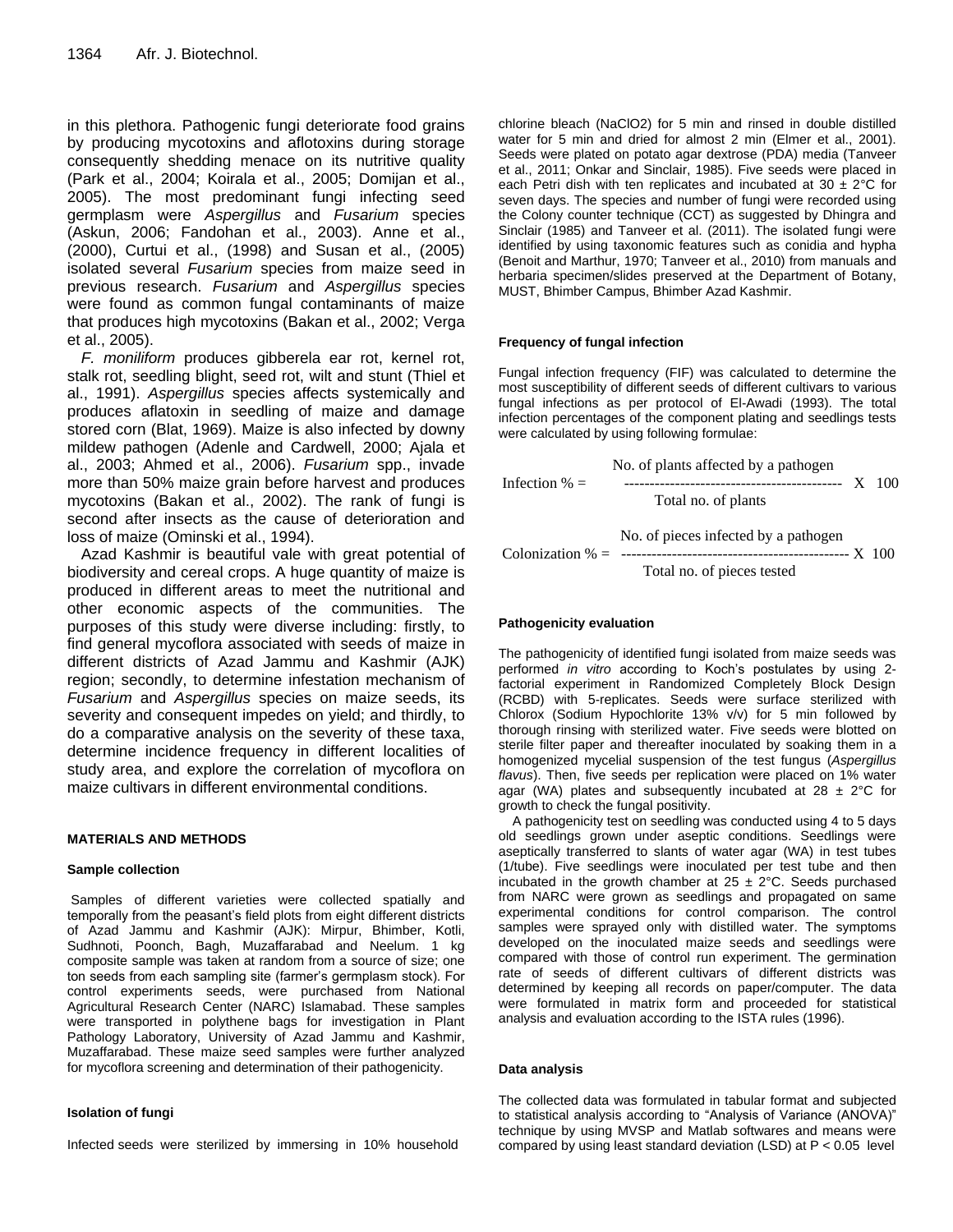in this plethora. Pathogenic fungi deteriorate food grains by producing mycotoxins and aflotoxins during storage consequently shedding menace on its nutritive quality (Park et al., 2004; Koirala et al., 2005; Domijan et al., 2005). The most predominant fungi infecting seed germplasm were *Aspergillus* and *Fusarium* species (Askun, 2006; Fandohan et al., 2003). Anne et al., (2000), Curtui et al., (1998) and Susan et al., (2005) isolated several *Fusarium* species from maize seed in previous research. *Fusarium* and *Aspergillus* species were found as common fungal contaminants of maize that produces high mycotoxins (Bakan et al., 2002; Verga et al., 2005).

*F. moniliform* produces gibberela ear rot, kernel rot, stalk rot, seedling blight, seed rot, wilt and stunt (Thiel et al., 1991). *Aspergillus* species affects systemically and produces aflatoxin in seedling of maize and damage stored corn (Blat, 1969). Maize is also infected by downy mildew pathogen (Adenle and Cardwell, 2000; Ajala et al., 2003; Ahmed et al., 2006). *Fusarium* spp., invade more than 50% maize grain before harvest and produces mycotoxins (Bakan et al., 2002). The rank of fungi is second after insects as the cause of deterioration and loss of maize (Ominski et al., 1994).

Azad Kashmir is beautiful vale with great potential of biodiversity and cereal crops. A huge quantity of maize is produced in different areas to meet the nutritional and other economic aspects of the communities. The purposes of this study were diverse including: firstly, to find general mycoflora associated with seeds of maize in different districts of Azad Jammu and Kashmir (AJK) region; secondly, to determine infestation mechanism of *Fusarium* and *Aspergillus* species on maize seeds, its severity and consequent impedes on yield; and thirdly, to do a comparative analysis on the severity of these taxa, determine incidence frequency in different localities of study area, and explore the correlation of mycoflora on maize cultivars in different environmental conditions.

## MATERIALS AND METHODS

### Sample collection

Samples of different varieties were collected spatially and temporally from the peasant's field plots from eight different districts of Azad Jammu and Kashmir (AJK): Mirpur, Bhimber, Kotli, Sudhnoti, Poonch, Bagh, Muzaffarabad and Neelum. 1 kg composite sample was taken at random from a source of size; one ton seeds from each sampling site (farmer's germplasm stock). For control experiments seeds, were purchased from National Agricultural Research Center (NARC) Islamabad. These samples were transported in polythene bags for investigation in Plant Pathology Laboratory, University of Azad Jammu and Kashmir, Muzaffarabad. These maize seed samples were further analyzed for mycoflora screening and determination of their pathogenicity.

### Isolation of fungi

Infected seeds were sterilized by immersing in 10% household chlorine bleach ($NaClO_2$) for 5 min and rinsed in double distilled water for 5 min and dried for almost 2 min (Elmer et al., 2001). Seeds were plated on potato agar dextrose (PDA) media (Tanveer et al., 2011; Onkar and Sinclair, 1985). Five seeds were placed in each Petri dish with ten replicates and incubated at 30 ± 2°C for seven days. The species and number of fungi were recorded using the Colony counter technique (CCT) as suggested by Dhingra and Sinclair (1985) and Tanveer et al. (2011). The isolated fungi were identified by using taxonomic features such as conidia and hypha (Benoit and Marthur, 1970; Tanveer et al., 2010) from manuals and herbaria specimen/slides preserved at the Department of Botany, MUST, Bhimber Campus, Bhimber Azad Kashmir.

### Frequency of fungal infection

Fungal infection frequency (FIF) was calculated to determine the most susceptibility of different seeds of different cultivars to various fungal infections as per protocol of El-Awadi (1993). The total infection percentages of the component plating and seedlings tests were calculated by using following formulae:

$$\text{Infection \%} = \frac{\text{No. of plants affected by a pathogen}}{\text{Total no. of plants}} \times 100$$

$$\text{Colonization \%} = \frac{\text{No. of pieces infected by a pathogen}}{\text{Total no. of pieces tested}} \times 100$$

### Pathogenicity evaluation

The pathogenicity of identified fungi isolated from maize seeds was performed *in vitro* according to Koch's postulates by using 2-factorial experiment in Randomized Completely Block Design (RCBD) with 5-replicates. Seeds were surface sterilized with Chlorox (Sodium Hypochlorite 13% v/v) for 5 min followed by thorough rinsing with sterilized water. Five seeds were blotted on sterile filter paper and thereafter inoculated by soaking them in a homogenized mycelial suspension of the test fungus (*Aspergillus flavus*). Then, five seeds per replication were placed on 1% water agar (WA) plates and subsequently incubated at 28 ± 2°C for growth to check the fungal positivity.

A pathogenicity test on seedling was conducted using 4 to 5 days old seedlings grown under aseptic conditions. Seedlings were aseptically transferred to slants of water agar (WA) in test tubes (1/tube). Five seedlings were inoculated per test tube and then incubated in the growth chamber at 25 ± 2°C. Seeds purchased from NARC were grown as seedlings and propagated on same experimental conditions for control comparison. The control samples were sprayed only with distilled water. The symptoms developed on the inoculated maize seeds and seedlings were compared with those of control run experiment. The germination rate of seeds of different cultivars of different districts was determined by keeping all records on paper/computer. The data were formulated in matrix form and proceeded for statistical analysis and evaluation according to the ISTA rules (1996).

### Data analysis

The collected data was formulated in tabular format and subjected to statistical analysis according to "Analysis of Variance (ANOVA)" technique by using MVSP and Matlab softwares and means were compared by using least standard deviation (LSD) at $P < 0.05$ level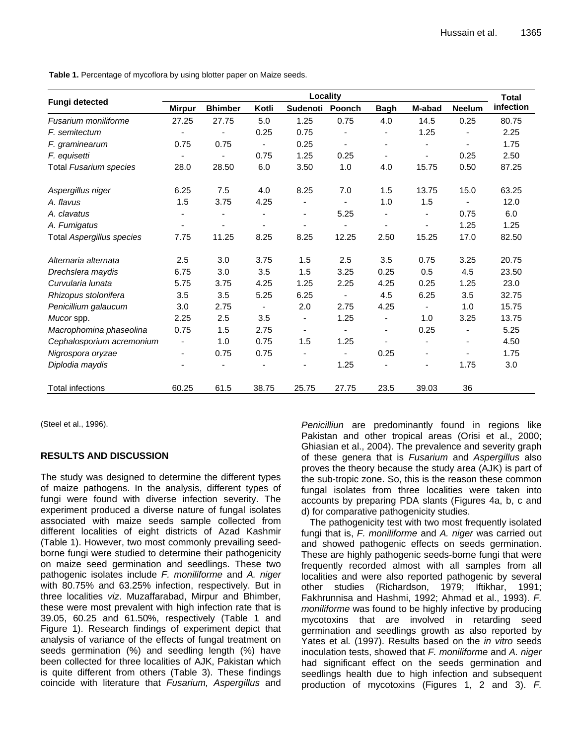**Table 1.** Percentage of mycoflora by using blotter paper on Maize seeds.

| Fungi detected | Locality | | | | | | | | Total infection |
|---|---|---|---|---|---|---|---|---|---|
| | Mirpur | Bhimber | Kotli | Sudenoti | Poonch | Bagh | M-abad | Neelum | |
| *Fusarium moniliforme* | 27.25 | 27.75 | 5.0 | 1.25 | 0.75 | 4.0 | 14.5 | 0.25 | 80.75 |
| *F. semitectum* | - | - | 0.25 | 0.75 | - | - | 1.25 | - | 2.25 |
| *F. graminearum* | 0.75 | 0.75 | - | 0.25 | - | - | - | - | 1.75 |
| *F. equisetti* | - | - | 0.75 | 1.25 | 0.25 | - | - | 0.25 | 2.50 |
| Total *Fusarium species* | 28.0 | 28.50 | 6.0 | 3.50 | 1.0 | 4.0 | 15.75 | 0.50 | 87.25 |
| *Aspergillus niger* | 6.25 | 7.5 | 4.0 | 8.25 | 7.0 | 1.5 | 13.75 | 15.0 | 63.25 |
| *A. flavus* | 1.5 | 3.75 | 4.25 | - | - | 1.0 | 1.5 | - | 12.0 |
| *A. clavatus* | - | - | - | - | 5.25 | - | - | 0.75 | 6.0 |
| *A. Fumigatus* | - | - | - | - | - | - | - | 1.25 | 1.25 |
| Total *Aspergillus species* | 7.75 | 11.25 | 8.25 | 8.25 | 12.25 | 2.50 | 15.25 | 17.0 | 82.50 |
| *Alternaria alternata* | 2.5 | 3.0 | 3.75 | 1.5 | 2.5 | 3.5 | 0.75 | 3.25 | 20.75 |
| *Drechslera maydis* | 6.75 | 3.0 | 3.5 | 1.5 | 3.25 | 0.25 | 0.5 | 4.5 | 23.50 |
| *Curvularia lunata* | 5.75 | 3.75 | 4.25 | 1.25 | 2.25 | 4.25 | 0.25 | 1.25 | 23.0 |
| *Rhizopus stolonifera* | 3.5 | 3.5 | 5.25 | 6.25 | - | 4.5 | 6.25 | 3.5 | 32.75 |
| *Penicillium galaucum* | 3.0 | 2.75 | - | 2.0 | 2.75 | 4.25 | - | 1.0 | 15.75 |
| *Mucor* spp. | 2.25 | 2.5 | 3.5 | - | 1.25 | - | 1.0 | 3.25 | 13.75 |
| *Macrophomina phaseolina* | 0.75 | 1.5 | 2.75 | - | - | - | 0.25 | - | 5.25 |
| *Cephalosporium acremonium* | - | 1.0 | 0.75 | 1.5 | 1.25 | - | - | - | 4.50 |
| *Nigrospora oryzae* | - | 0.75 | 0.75 | - | - | 0.25 | - | - | 1.75 |
| *Diplodia maydis* | - | - | - | - | 1.25 | - | - | 1.75 | 3.0 |
| Total infections | 60.25 | 61.5 | 38.75 | 25.75 | 27.75 | 23.5 | 39.03 | 36 | |

(Steel et al., 1996).

## RESULTS AND DISCUSSION

The study was designed to determine the different types of maize pathogens. In the analysis, different types of fungi were found with diverse infection severity. The experiment produced a diverse nature of fungal isolates associated with maize seeds sample collected from different localities of eight districts of Azad Kashmir (Table 1). However, two most commonly prevailing seed-borne fungi were studied to determine their pathogenicity on maize seed germination and seedlings. These two pathogenic isolates include *F. moniliforme* and *A. niger* with 80.75% and 63.25% infection, respectively. But in three localities *viz*. Muzaffarabad, Mirpur and Bhimber, these were most prevalent with high infection rate that is 39.05, 60.25 and 61.50%, respectively (Table 1 and Figure 1). Research findings of experiment depict that analysis of variance of the effects of fungal treatment on seeds germination (%) and seedling length (%) have been collected for three localities of AJK, Pakistan which is quite different from others (Table 3). These findings coincide with literature that *Fusarium, Aspergillus* and *Penicilliun* are predominantly found in regions like Pakistan and other tropical areas (Orisi et al., 2000; Ghiasian et al., 2004). The prevalence and severity graph of these genera that is *Fusarium* and *Aspergillus* also proves the theory because the study area (AJK) is part of the sub-tropic zone. So, this is the reason these common fungal isolates from three localities were taken into accounts by preparing PDA slants (Figures 4a, b, c and d) for comparative pathogenicity studies.

The pathogenicity test with two most frequently isolated fungi that is, *F. moniliforme* and *A. niger* was carried out and showed pathogenic effects on seeds germination. These are highly pathogenic seeds-borne fungi that were frequently recorded almost with all samples from all localities and were also reported pathogenic by several other studies (Richardson, 1979; Iftikhar, 1991; Fakhrunnisa and Hashmi, 1992; Ahmad et al., 1993). *F. moniliforme* was found to be highly infective by producing mycotoxins that are involved in retarding seed germination and seedlings growth as also reported by Yates et al*.* (1997). Results based on the *in vitro* seeds inoculation tests, showed that *F. moniliforme* and *A. niger* had significant effect on the seeds germination and seedlings health due to high infection and subsequent production of mycotoxins (Figures 1, 2 and 3). *F.*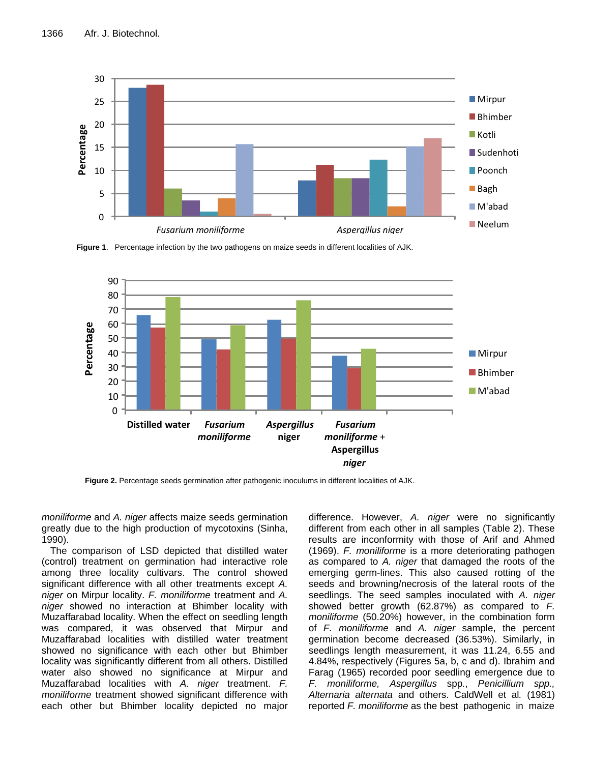**Figure 1**. Percentage infection by the two pathogens on maize seeds in different localities of AJK.

**Figure 2.** Percentage seeds germination after pathogenic inoculums in different localities of AJK.

*moniliforme* and *A. niger* affects maize seeds germination greatly due to the high production of mycotoxins (Sinha, 1990).

The comparison of LSD depicted that distilled water (control) treatment on germination had interactive role among three locality cultivars. The control showed significant difference with all other treatments except *A. niger* on Mirpur locality. *F. moniliforme* treatment and *A. niger* showed no interaction at Bhimber locality with Muzaffarabad locality. When the effect on seedling length was compared, it was observed that Mirpur and Muzaffarabad localities with distilled water treatment showed no significance with each other but Bhimber locality was significantly different from all others. Distilled water also showed no significance at Mirpur and Muzaffarabad localities with *A. niger* treatment. *F. moniliforme* treatment showed significant difference with each other but Bhimber locality depicted no major difference. However, *A. niger* were no significantly different from each other in all samples (Table 2). These results are inconformity with those of Arif and Ahmed (1969). *F. moniliforme* is a more deteriorating pathogen as compared to *A. niger* that damaged the roots of the emerging germ-lines. This also caused rotting of the seeds and browning/necrosis of the lateral roots of the seedlings. The seed samples inoculated with *A. niger* showed better growth (62.87%) as compared to *F. moniliforme* (50.20%) however, in the combination form of *F. moniliforme* and *A. niger* sample, the percent germination become decreased (36.53%). Similarly, in seedlings length measurement, it was 11.24, 6.55 and 4.84%, respectively (Figures 5a, b, c and d). Ibrahim and Farag (1965) recorded poor seedling emergence due to *F. moniliforme, Aspergillus* spp., *Penicillium spp., Alternaria alternata* and others. CaldWell et al. (1981) reported *F. moniliforme* as the best pathogenic in maize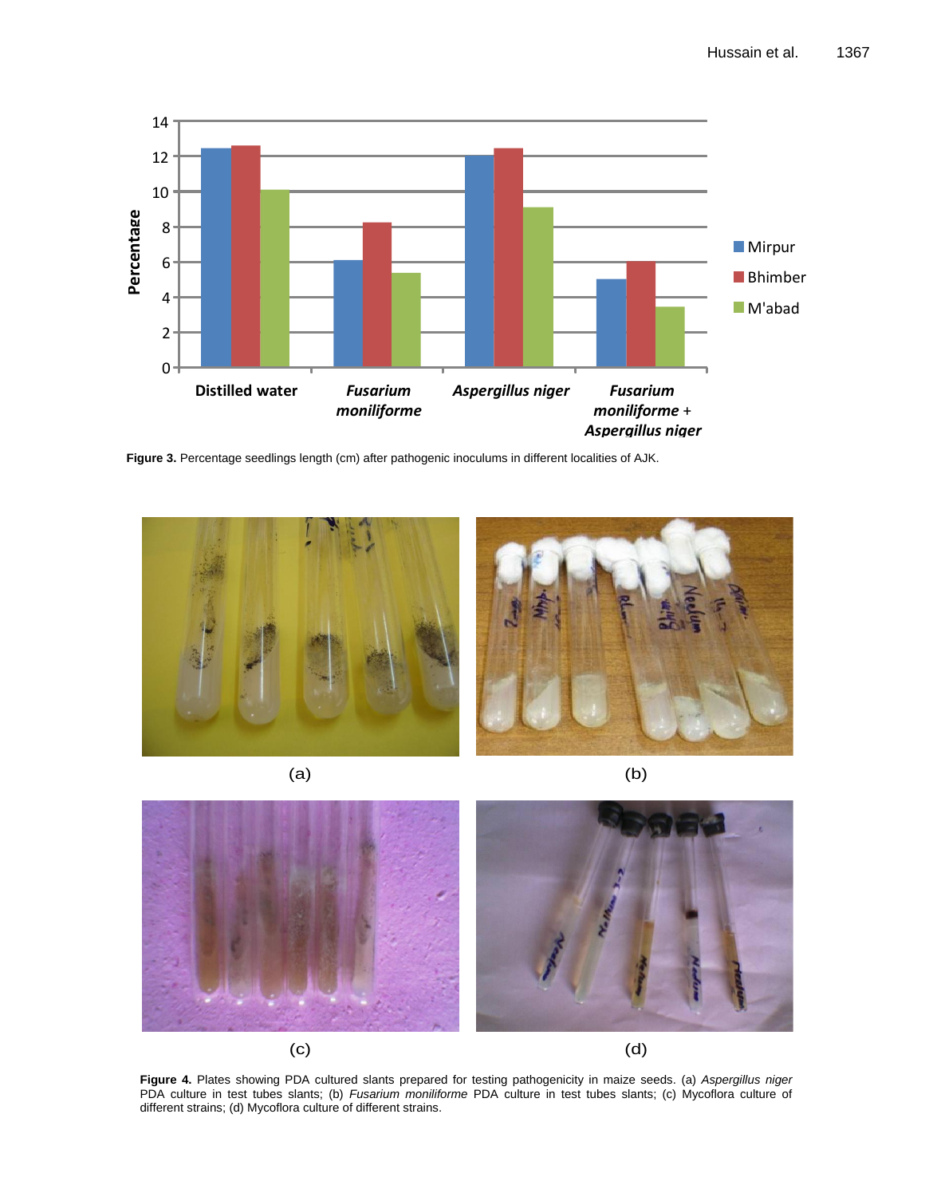**Figure 3.** Percentage seedlings length (cm) after pathogenic inoculums in different localities of AJK.

**Figure 4.** Plates showing PDA cultured slants prepared for testing pathogenicity in maize seeds. (a) *Aspergillus niger* PDA culture in test tubes slants; (b) *Fusarium moniliforme* PDA culture in test tubes slants; (c) Mycoflora culture of different strains; (d) Mycoflora culture of different strains.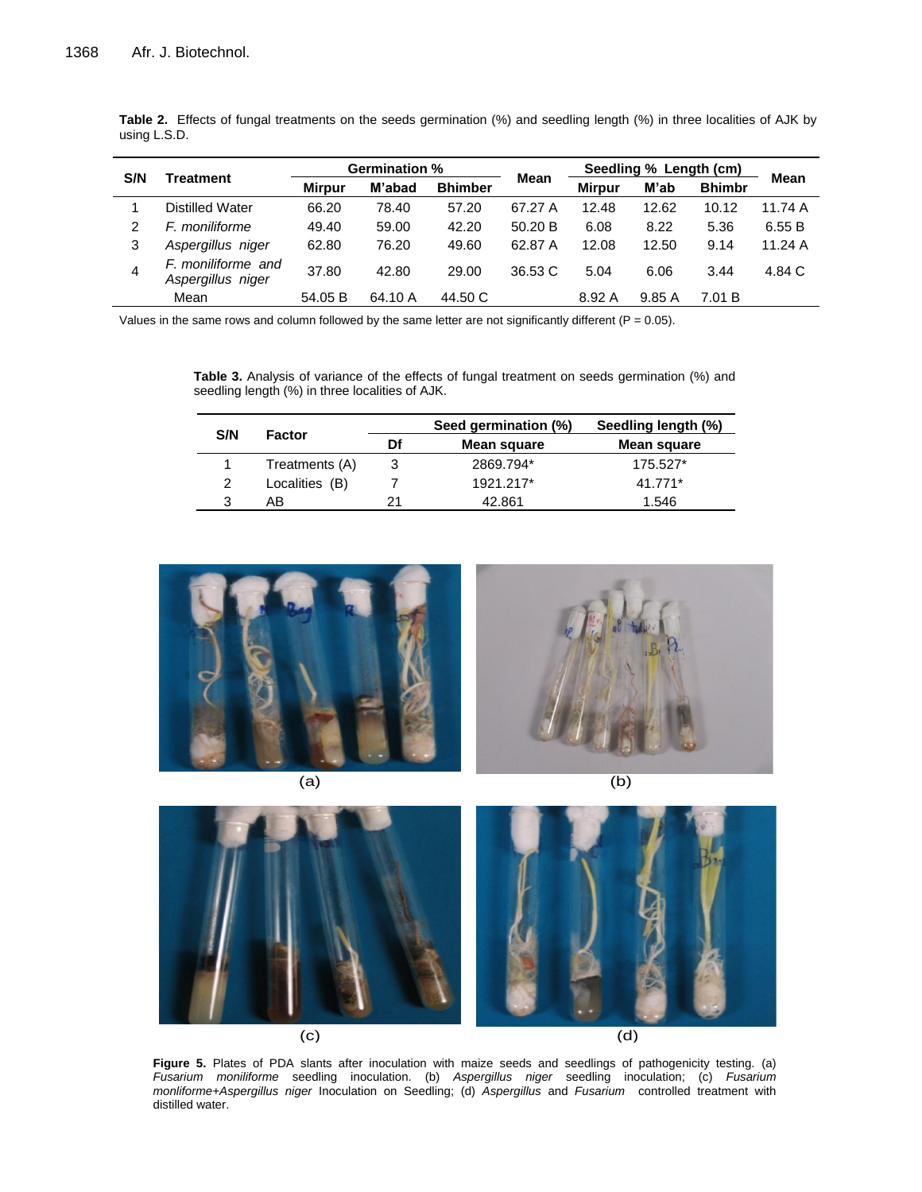**Table 2.** Effects of fungal treatments on the seeds germination (%) and seedling length (%) in three localities of AJK by using L.S.D.

| S/N | Treatment | Germination % | | | Mean | Seedling % Length (cm) | | | Mean |
|---|---|---|---|---|---|---|---|---|---|
| | | Mirpur | M'abad | Bhimber | | Mirpur | M'ab | Bhimbr | |
| 1 | Distilled Water | 66.20 | 78.40 | 57.20 | 67.27 A | 12.48 | 12.62 | 10.12 | 11.74 A |
| 2 | *F. moniliforme* | 49.40 | 59.00 | 42.20 | 50.20 B | 6.08 | 8.22 | 5.36 | 6.55 B |
| 3 | *Aspergillus niger* | 62.80 | 76.20 | 49.60 | 62.87 A | 12.08 | 12.50 | 9.14 | 11.24 A |
| 4 | *F. moniliforme* and *Aspergillus niger* | 37.80 | 42.80 | 29.00 | 36.53 C | 5.04 | 6.06 | 3.44 | 4.84 C |
| | Mean | 54.05 B | 64.10 A | 44.50 C | | 8.92 A | 9.85 A | 7.01 B | |

Values in the same rows and column followed by the same letter are not significantly different (P = 0.05).

**Table 3.** Analysis of variance of the effects of fungal treatment on seeds germination (%) and seedling length (%) in three localities of AJK.

| S/N | Factor | | Seed germination (%) | Seedling length (%) |
|---|---|---|---|---|
| | | Df | Mean square | Mean square |
| 1 | Treatments (A) | 3 | 2869.794* | 175.527* |
| 2 | Localities (B) | 7 | 1921.217* | 41.771* |
| 3 | AB | 21 | 42.861 | 1.546 |

(a) (b) (c) (d)

**Figure 5.** Plates of PDA slants after inoculation with maize seeds and seedlings of pathogenicity testing. (a) *Fusarium moniliforme* seedling inoculation. (b) *Aspergillus niger* seedling inoculation; (c) *Fusarium monliforme+Aspergillus niger* Inoculation on Seedling; (d) *Aspergillus* and *Fusarium* controlled treatment with distilled water.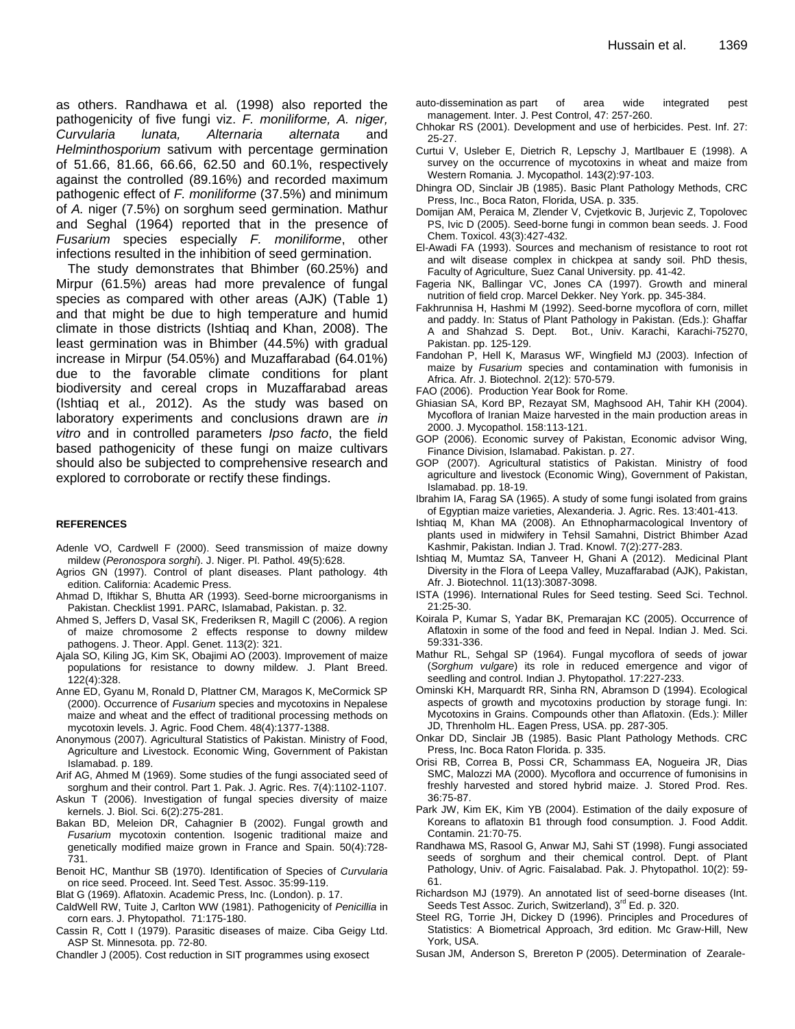as others. Randhawa et al*.* (1998) also reported the pathogenicity of five fungi viz. *F. moniliforme, A. niger, Curvularia lunata, Alternaria alternata* and *Helminthosporium* sativum with percentage germination of 51.66, 81.66, 66.66, 62.50 and 60.1%, respectively against the controlled (89.16%) and recorded maximum pathogenic effect of *F. moniliforme* (37.5%) and minimum of *A.* niger (7.5%) on sorghum seed germination. Mathur and Seghal (1964) reported that in the presence of *Fusarium* species especially *F. moniliforme*, other infections resulted in the inhibition of seed germination.

The study demonstrates that Bhimber (60.25%) and Mirpur (61.5%) areas had more prevalence of fungal species as compared with other areas (AJK) (Table 1) and that might be due to high temperature and humid climate in those districts (Ishtiaq and Khan, 2008). The least germination was in Bhimber (44.5%) with gradual increase in Mirpur (54.05%) and Muzaffarabad (64.01%) due to the favorable climate conditions for plant biodiversity and cereal crops in Muzaffarabad areas (Ishtiaq et al*.,* 2012). As the study was based on laboratory experiments and conclusions drawn are *in vitro* and in controlled parameters *Ipso facto*, the field based pathogenicity of these fungi on maize cultivars should also be subjected to comprehensive research and explored to corroborate or rectify these findings.

#### REFERENCES

Adenle VO, Cardwell F (2000). Seed transmission of maize downy mildew (*Peronospora sorghi*). J. Niger. Pl. Pathol. 49(5):628.

Agrios GN (1997). Control of plant diseases. Plant pathology. 4th edition. California: Academic Press.

Ahmad D, Iftikhar S, Bhutta AR (1993). Seed-borne microorganisms in Pakistan. Checklist 1991. PARC, Islamabad, Pakistan. p. 32.

Ahmed S, Jeffers D, Vasal SK, Frederiksen R, Magill C (2006). A region of maize chromosome 2 effects response to downy mildew pathogens. J. Theor. Appl. Genet. 113(2): 321.

Ajala SO, Kiling JG, Kim SK, Obajimi AO (2003). Improvement of maize populations for resistance to downy mildew. J. Plant Breed. 122(4):328.

Anne ED, Gyanu M, Ronald D, Plattner CM, Maragos K, MeCormick SP (2000). Occurrence of *Fusarium* species and mycotoxins in Nepalese maize and wheat and the effect of traditional processing methods on mycotoxin levels. J. Agric. Food Chem. 48(4):1377-1388.

Anonymous (2007). Agricultural Statistics of Pakistan. Ministry of Food, Agriculture and Livestock. Economic Wing, Government of Pakistan Islamabad. p. 189.

Arif AG, Ahmed M (1969). Some studies of the fungi associated seed of sorghum and their control. Part 1. Pak. J. Agric. Res. 7(4):1102-1107.

Askun T (2006). Investigation of fungal species diversity of maize kernels. J. Biol. Sci. 6(2):275-281.

Bakan BD, Meleion DR, Cahagnier B (2002). Fungal growth and *Fusarium* mycotoxin contention. Isogenic traditional maize and genetically modified maize grown in France and Spain. 50(4):728-731.

Benoit HC, Manthur SB (1970). Identification of Species of *Curvularia* on rice seed. Proceed. Int. Seed Test. Assoc. 35:99-119.

Blat G (1969). Aflatoxin. Academic Press, Inc. (London). p. 17.

CaldWell RW, Tuite J, Carlton WW (1981). Pathogenicity of *Penicillia* in corn ears. J. Phytopathol. 71:175-180.

Cassin R, Cott I (1979). Parasitic diseases of maize. Ciba Geigy Ltd. ASP St. Minnesota. pp. 72-80.

Chandler J (2005). Cost reduction in SIT programmes using exosect auto-dissemination as part of area wide integrated pest management. Inter. J. Pest Control, 47: 257-260.

Chhokar RS (2001). Development and use of herbicides. Pest. Inf. 27: 25-27.

Curtui V, Usleber E, Dietrich R, Lepschy J, Martlbauer E (1998). A survey on the occurrence of mycotoxins in wheat and maize from Western Romania*.* J. Mycopathol. 143(2):97-103.

Dhingra OD, Sinclair JB (1985). Basic Plant Pathology Methods, CRC Press, Inc., Boca Raton, Florida, USA. p. 335.

Domijan AM, Peraica M, Zlender V, Cvjetkovic B, Jurjevic Z, Topolovec PS, Ivic D (2005). Seed-borne fungi in common bean seeds. J. Food Chem. Toxicol. 43(3):427-432.

El-Awadi FA (1993). Sources and mechanism of resistance to root rot and wilt disease complex in chickpea at sandy soil. PhD thesis, Faculty of Agriculture, Suez Canal University. pp. 41-42.

Fageria NK, Ballingar VC, Jones CA (1997). Growth and mineral nutrition of field crop. Marcel Dekker. Ney York. pp. 345-384.

Fakhrunnisa H, Hashmi M (1992). Seed-borne mycoflora of corn, millet and paddy. In: Status of Plant Pathology in Pakistan. (Eds.): Ghaffar A and Shahzad S. Dept. Bot., Univ. Karachi, Karachi-75270, Pakistan. pp. 125-129.

Fandohan P, Hell K, Marasus WF, Wingfield MJ (2003). Infection of maize by *Fusarium* species and contamination with fumonisis in Africa. Afr. J. Biotechnol. 2(12): 570-579.

FAO (2006). Production Year Book for Rome.

Ghiasian SA, Kord BP, Rezayat SM, Maghsood AH, Tahir KH (2004). Mycoflora of Iranian Maize harvested in the main production areas in 2000. J. Mycopathol. 158:113-121.

GOP (2006). Economic survey of Pakistan, Economic advisor Wing, Finance Division, Islamabad. Pakistan. p. 27.

GOP (2007). Agricultural statistics of Pakistan. Ministry of food agriculture and livestock (Economic Wing), Government of Pakistan, Islamabad. pp. 18-19.

Ibrahim IA, Farag SA (1965). A study of some fungi isolated from grains of Egyptian maize varieties, Alexanderia. J. Agric. Res. 13:401-413.

Ishtiaq M, Khan MA (2008). An Ethnopharmacological Inventory of plants used in midwifery in Tehsil Samahni, District Bhimber Azad Kashmir, Pakistan. Indian J. Trad. Knowl. 7(2):277-283.

Ishtiaq M, Mumtaz SA, Tanveer H, Ghani A (2012). Medicinal Plant Diversity in the Flora of Leepa Valley, Muzaffarabad (AJK), Pakistan, Afr. J. Biotechnol. 11(13):3087-3098.

ISTA (1996). International Rules for Seed testing. Seed Sci. Technol. 21:25-30.

Koirala P, Kumar S, Yadar BK, Premarajan KC (2005). Occurrence of Aflatoxin in some of the food and feed in Nepal. Indian J. Med. Sci. 59:331-336.

Mathur RL, Sehgal SP (1964). Fungal mycoflora of seeds of jowar (*Sorghum vulgare*) its role in reduced emergence and vigor of seedling and control. Indian J. Phytopathol. 17:227-233.

Ominski KH, Marquardt RR, Sinha RN, Abramson D (1994). Ecological aspects of growth and mycotoxins production by storage fungi. In: Mycotoxins in Grains. Compounds other than Aflatoxin. (Eds.): Miller JD, Threnholm HL. Eagen Press, USA. pp. 287-305.

Onkar DD, Sinclair JB (1985). Basic Plant Pathology Methods. CRC Press, Inc. Boca Raton Florida. p. 335.

Orisi RB, Correa B, Possi CR, Schammass EA, Nogueira JR, Dias SMC, Malozzi MA (2000). Mycoflora and occurrence of fumonisins in freshly harvested and stored hybrid maize. J. Stored Prod. Res. 36:75-87.

Park JW, Kim EK, Kim YB (2004). Estimation of the daily exposure of Koreans to aflatoxin B1 through food consumption. J. Food Addit. Contamin. 21:70-75.

Randhawa MS, Rasool G, Anwar MJ, Sahi ST (1998). Fungi associated seeds of sorghum and their chemical control. Dept. of Plant Pathology, Univ. of Agric. Faisalabad. Pak. J. Phytopathol. 10(2): 59-61.

Richardson MJ (1979). An annotated list of seed-borne diseases (Int. Seeds Test Assoc. Zurich, Switzerland), 3rd Ed. p. 320.

Steel RG, Torrie JH, Dickey D (1996). Principles and Procedures of Statistics: A Biometrical Approach, 3rd edition. Mc Graw-Hill, New York, USA.

Susan JM, Anderson S, Brereton P (2005). Determination of Zearale-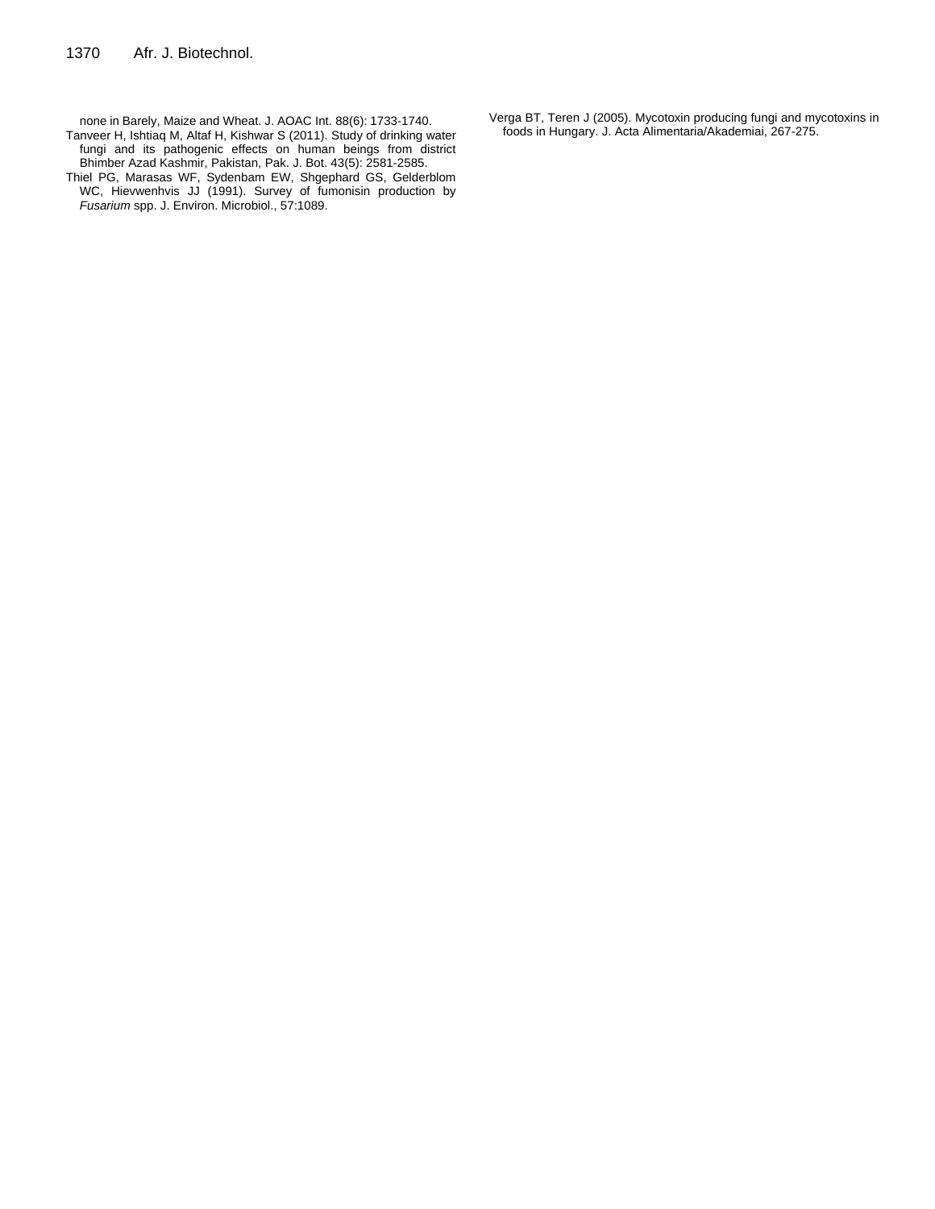none in Barely, Maize and Wheat. J. AOAC Int. 88(6): 1733-1740.

Tanveer H, Ishtiaq M, Altaf H, Kishwar S (2011). Study of drinking water fungi and its pathogenic effects on human beings from district Bhimber Azad Kashmir, Pakistan, Pak. J. Bot. 43(5): 2581-2585.

Thiel PG, Marasas WF, Sydenbam EW, Shgephard GS, Gelderblom WC, Hievwenhvis JJ (1991). Survey of fumonisin production by *Fusarium* spp. J. Environ. Microbiol., 57:1089.

Verga BT, Teren J (2005). Mycotoxin producing fungi and mycotoxins in foods in Hungary. J. Acta Alimentaria/Akademiai, 267-275.